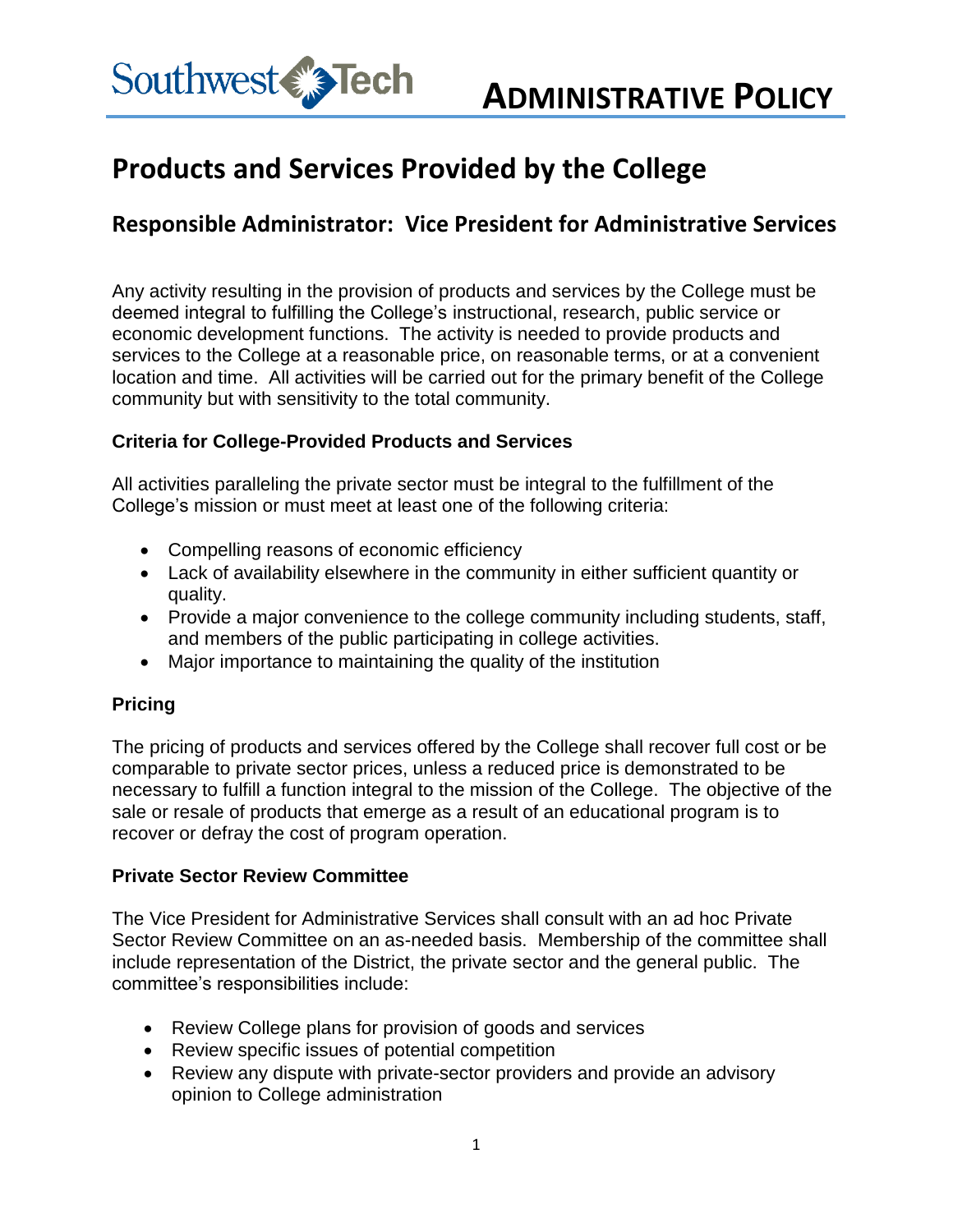Southwest Tech **ADMINISTRATIVE POLICY**

# Products and Services Provided by the College

## Responsible Administrator: Vice President for Administrative Services

Any activity resulting in the provision of products and services by the College must be deemed integral to fulfilling the College's instructional, research, public service or economic development functions. The activity is needed to provide products and services to the College at a reasonable price, on reasonable terms, or at a convenient location and time. All activities will be carried out for the primary benefit of the College community but with sensitivity to the total community.

### Criteria for College-Provided Products and Services

All activities paralleling the private sector must be integral to the fulfillment of the College's mission or must meet at least one of the following criteria:

- Compelling reasons of economic efficiency
- Lack of availability elsewhere in the community in either sufficient quantity or quality.
- Provide a major convenience to the college community including students, staff, and members of the public participating in college activities.
- Major importance to maintaining the quality of the institution

### Pricing

The pricing of products and services offered by the College shall recover full cost or be comparable to private sector prices, unless a reduced price is demonstrated to be necessary to fulfill a function integral to the mission of the College. The objective of the sale or resale of products that emerge as a result of an educational program is to recover or defray the cost of program operation.

### Private Sector Review Committee

The Vice President for Administrative Services shall consult with an ad hoc Private Sector Review Committee on an as-needed basis. Membership of the committee shall include representation of the District, the private sector and the general public. The committee's responsibilities include:

- Review College plans for provision of goods and services
- Review specific issues of potential competition
- Review any dispute with private-sector providers and provide an advisory opinion to College administration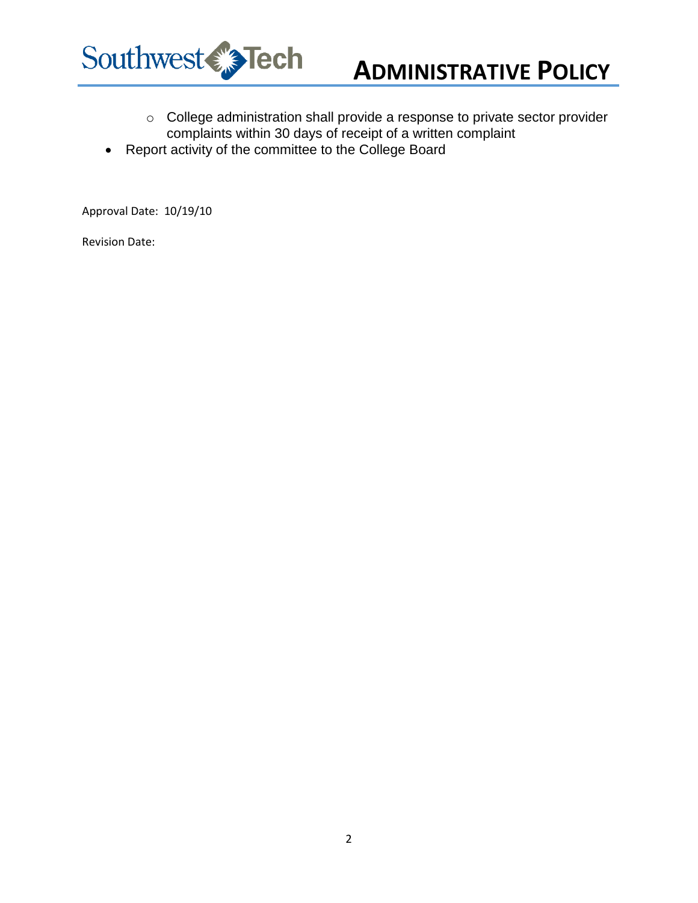- College administration shall provide a response to private sector provider complaints within 30 days of receipt of a written complaint
- Report activity of the committee to the College Board

Approval Date: 10/19/10

Revision Date: